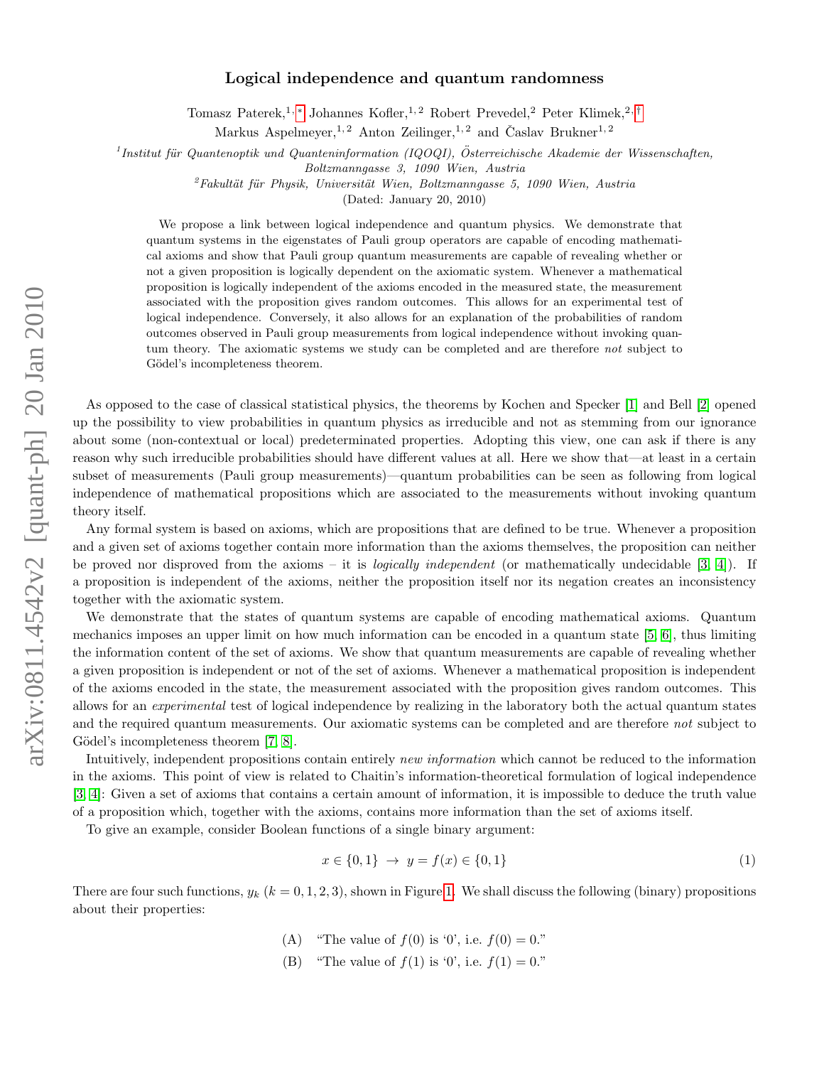# Logical independence and quantum randomness

Tomasz Paterek,[1,*] Johannes Kofler,[1,2] Robert Prevedel,[2] Peter Klimek,[2,†] Markus Aspelmeyer,[1,2] Anton Zeilinger,[1,2] and Časlav Brukner[1,2]

[1] *Institut für Quantenoptik und Quanteninformation (IQOQI), Österreichische Akademie der Wissenschaften, Boltzmanngasse 3, 1090 Wien, Austria*

[2] *Fakultät für Physik, Universität Wien, Boltzmanngasse 5, 1090 Wien, Austria*

(Dated: January 20, 2010)

We propose a link between logical independence and quantum physics. We demonstrate that quantum systems in the eigenstates of Pauli group operators are capable of encoding mathematical axioms and show that Pauli group quantum measurements are capable of revealing whether or not a given proposition is logically dependent on the axiomatic system. Whenever a mathematical proposition is logically independent of the axioms encoded in the measured state, the measurement associated with the proposition gives random outcomes. This allows for an experimental test of logical independence. Conversely, it also allows for an explanation of the probabilities of random outcomes observed in Pauli group measurements from logical independence without invoking quantum theory. The axiomatic systems we study can be completed and are therefore *not* subject to Gödel's incompleteness theorem.

As opposed to the case of classical statistical physics, the theorems by Kochen and Specker [1] and Bell [2] opened up the possibility to view probabilities in quantum physics as irreducible and not as stemming from our ignorance about some (non-contextual or local) predeterminated properties. Adopting this view, one can ask if there is any reason why such irreducible probabilities should have different values at all. Here we show that—at least in a certain subset of measurements (Pauli group measurements)—quantum probabilities can be seen as following from logical independence of mathematical propositions which are associated to the measurements without invoking quantum theory itself.

Any formal system is based on axioms, which are propositions that are defined to be true. Whenever a proposition and a given set of axioms together contain more information than the axioms themselves, the proposition can neither be proved nor disproved from the axioms – it is *logically independent* (or mathematically undecidable [3, 4]). If a proposition is independent of the axioms, neither the proposition itself nor its negation creates an inconsistency together with the axiomatic system.

We demonstrate that the states of quantum systems are capable of encoding mathematical axioms. Quantum mechanics imposes an upper limit on how much information can be encoded in a quantum state [5, 6], thus limiting the information content of the set of axioms. We show that quantum measurements are capable of revealing whether a given proposition is independent or not of the set of axioms. Whenever a mathematical proposition is independent of the axioms encoded in the state, the measurement associated with the proposition gives random outcomes. This allows for an *experimental* test of logical independence by realizing in the laboratory both the actual quantum states and the required quantum measurements. Our axiomatic systems can be completed and are therefore *not* subject to Gödel's incompleteness theorem [7, 8].

Intuitively, independent propositions contain entirely *new information* which cannot be reduced to the information in the axioms. This point of view is related to Chaitin's information-theoretical formulation of logical independence [3, 4]: Given a set of axioms that contains a certain amount of information, it is impossible to deduce the truth value of a proposition which, together with the axioms, contains more information than the set of axioms itself.

To give an example, consider Boolean functions of a single binary argument:

$$x \in \{0,1\} \;\rightarrow\; y = f(x) \in \{0,1\} \tag{1}$$

There are four such functions, $y_k$ ($k = 0,1,2,3$), shown in Figure 1. We shall discuss the following (binary) propositions about their properties:

(A) "The value of $f(0)$ is '0', i.e. $f(0) = 0$."

(B) "The value of $f(1)$ is '0', i.e. $f(1) = 0$."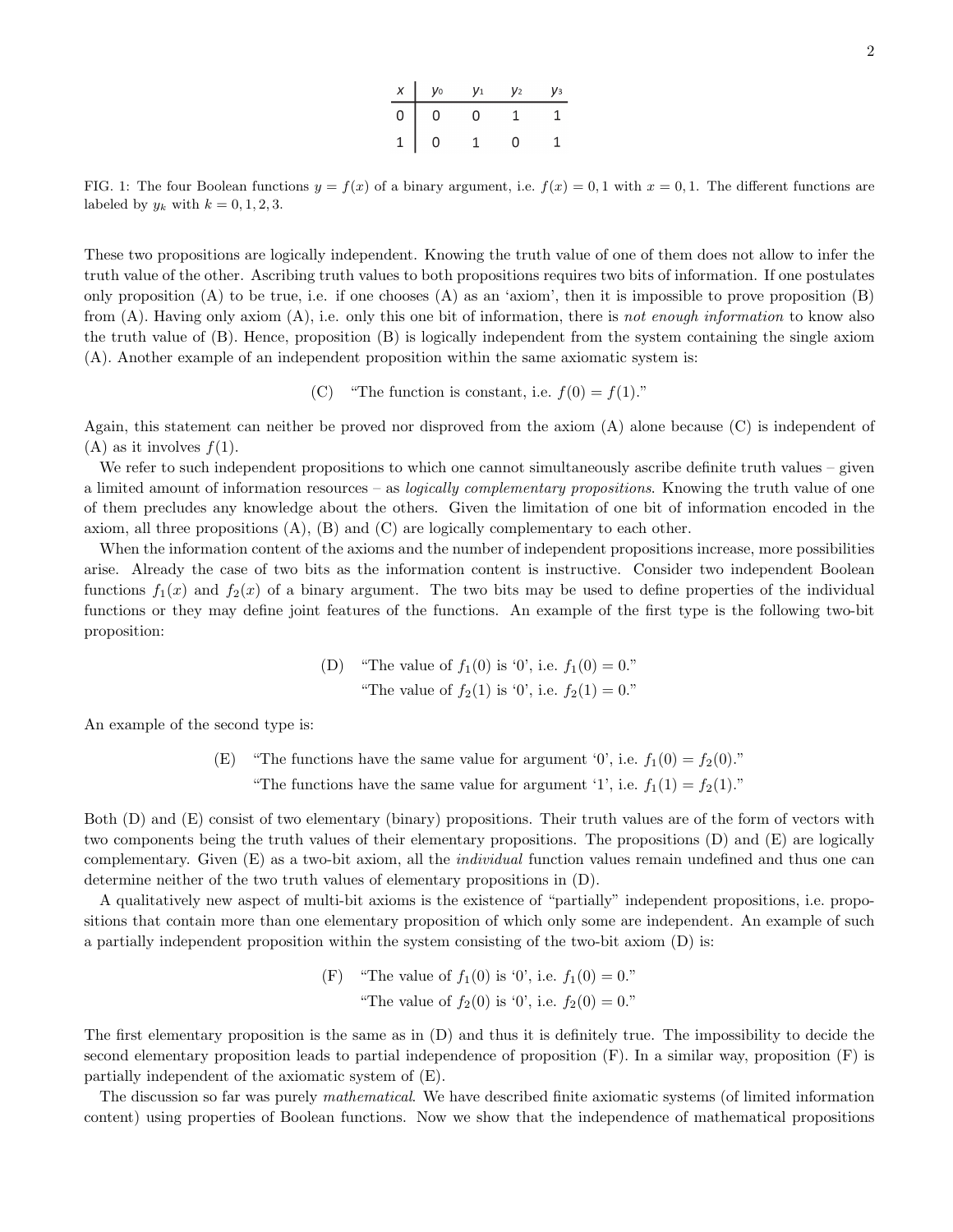| $x$ | $y_0$ | $y_1$ | $y_2$ | $y_3$ |
|---|---|---|---|---|
| 0 | 0 | 0 | 1 | 1 |
| 1 | 0 | 1 | 0 | 1 |

FIG. 1: The four Boolean functions $y = f(x)$ of a binary argument, i.e. $f(x) = 0, 1$ with $x = 0, 1$. The different functions are labeled by $y_k$ with $k = 0, 1, 2, 3$.

These two propositions are logically independent. Knowing the truth value of one of them does not allow to infer the truth value of the other. Ascribing truth values to both propositions requires two bits of information. If one postulates only proposition (A) to be true, i.e. if one chooses (A) as an 'axiom', then it is impossible to prove proposition (B) from (A). Having only axiom (A), i.e. only this one bit of information, there is *not enough information* to know also the truth value of (B). Hence, proposition (B) is logically independent from the system containing the single axiom (A). Another example of an independent proposition within the same axiomatic system is:

(C) "The function is constant, i.e. $f(0) = f(1)$."

Again, this statement can neither be proved nor disproved from the axiom (A) alone because (C) is independent of (A) as it involves $f(1)$.

We refer to such independent propositions to which one cannot simultaneously ascribe definite truth values – given a limited amount of information resources – as *logically complementary propositions*. Knowing the truth value of one of them precludes any knowledge about the others. Given the limitation of one bit of information encoded in the axiom, all three propositions (A), (B) and (C) are logically complementary to each other.

When the information content of the axioms and the number of independent propositions increase, more possibilities arise. Already the case of two bits as the information content is instructive. Consider two independent Boolean functions $f_1(x)$ and $f_2(x)$ of a binary argument. The two bits may be used to define properties of the individual functions or they may define joint features of the functions. An example of the first type is the following two-bit proposition:

(D) "The value of $f_1(0)$ is '0', i.e. $f_1(0) = 0$."
"The value of $f_2(1)$ is '0', i.e. $f_2(1) = 0$."

An example of the second type is:

(E) "The functions have the same value for argument '0', i.e. $f_1(0) = f_2(0)$."
"The functions have the same value for argument '1', i.e. $f_1(1) = f_2(1)$."

Both (D) and (E) consist of two elementary (binary) propositions. Their truth values are of the form of vectors with two components being the truth values of their elementary propositions. The propositions (D) and (E) are logically complementary. Given (E) as a two-bit axiom, all the *individual* function values remain undefined and thus one can determine neither of the two truth values of elementary propositions in (D).

A qualitatively new aspect of multi-bit axioms is the existence of "partially" independent propositions, i.e. propositions that contain more than one elementary proposition of which only some are independent. An example of such a partially independent proposition within the system consisting of the two-bit axiom (D) is:

(F) "The value of $f_1(0)$ is '0', i.e. $f_1(0) = 0$."
"The value of $f_2(0)$ is '0', i.e. $f_2(0) = 0$."

The first elementary proposition is the same as in (D) and thus it is definitely true. The impossibility to decide the second elementary proposition leads to partial independence of proposition (F). In a similar way, proposition (F) is partially independent of the axiomatic system of (E).

The discussion so far was purely *mathematical*. We have described finite axiomatic systems (of limited information content) using properties of Boolean functions. Now we show that the independence of mathematical propositions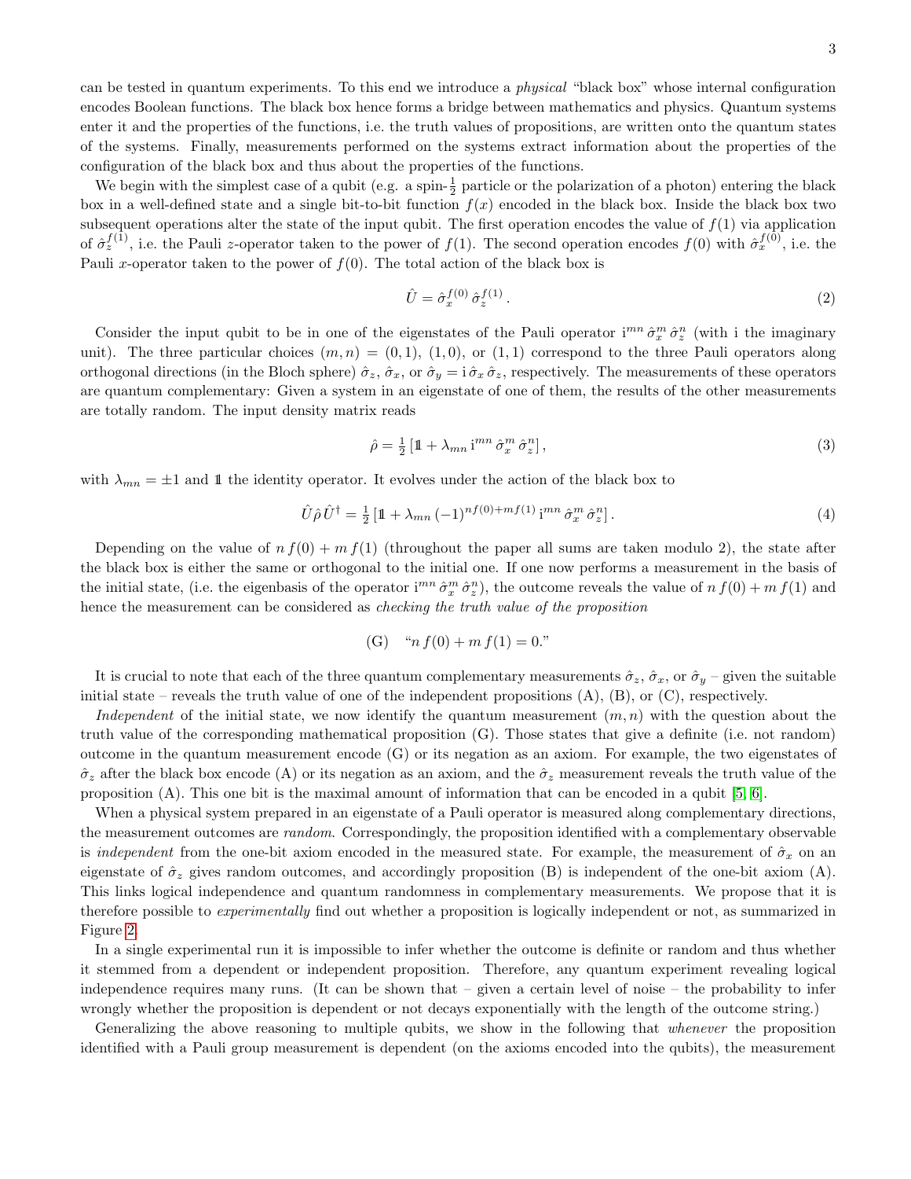can be tested in quantum experiments. To this end we introduce a *physical* "black box" whose internal configuration encodes Boolean functions. The black box hence forms a bridge between mathematics and physics. Quantum systems enter it and the properties of the functions, i.e. the truth values of propositions, are written onto the quantum states of the systems. Finally, measurements performed on the systems extract information about the properties of the configuration of the black box and thus about the properties of the functions.

We begin with the simplest case of a qubit (e.g. a spin-$\frac{1}{2}$ particle or the polarization of a photon) entering the black box in a well-defined state and a single bit-to-bit function $f(x)$ encoded in the black box. Inside the black box two subsequent operations alter the state of the input qubit. The first operation encodes the value of $f(1)$ via application of $\hat{\sigma}_z^{f(1)}$, i.e. the Pauli $z$-operator taken to the power of $f(1)$. The second operation encodes $f(0)$ with $\hat{\sigma}_x^{f(0)}$, i.e. the Pauli $x$-operator taken to the power of $f(0)$. The total action of the black box is

$$\hat{U} = \hat{\sigma}_x^{f(0)}\, \hat{\sigma}_z^{f(1)}\,. \tag{2}$$

Consider the input qubit to be in one of the eigenstates of the Pauli operator $\mathrm{i}^{mn}\, \hat{\sigma}_x^m\, \hat{\sigma}_z^n$ (with i the imaginary unit). The three particular choices $(m,n) = (0,1)$, $(1,0)$, or $(1,1)$ correspond to the three Pauli operators along orthogonal directions (in the Bloch sphere) $\hat{\sigma}_z$, $\hat{\sigma}_x$, or $\hat{\sigma}_y = \mathrm{i}\, \hat{\sigma}_x\, \hat{\sigma}_z$, respectively. The measurements of these operators are quantum complementary: Given a system in an eigenstate of one of them, the results of the other measurements are totally random. The input density matrix reads

$$\hat{\rho} = \tfrac{1}{2}\left[\mathbb{1} + \lambda_{mn}\, \mathrm{i}^{mn}\, \hat{\sigma}_x^m\, \hat{\sigma}_z^n\right], \tag{3}$$

with $\lambda_{mn} = \pm 1$ and $\mathbb{1}$ the identity operator. It evolves under the action of the black box to

$$\hat{U}\hat{\rho}\hat{U}^\dagger = \tfrac{1}{2}\left[\mathbb{1} + \lambda_{mn}\, (-1)^{nf(0)+mf(1)}\, \mathrm{i}^{mn}\, \hat{\sigma}_x^m\, \hat{\sigma}_z^n\right]. \tag{4}$$

Depending on the value of $n\, f(0) + m\, f(1)$ (throughout the paper all sums are taken modulo 2), the state after the black box is either the same or orthogonal to the initial one. If one now performs a measurement in the basis of the initial state, (i.e. the eigenbasis of the operator $\mathrm{i}^{mn}\, \hat{\sigma}_x^m\, \hat{\sigma}_z^n$), the outcome reveals the value of $n\, f(0) + m\, f(1)$ and hence the measurement can be considered as *checking the truth value of the proposition*

(G) "$n\, f(0) + m\, f(1) = 0$."

It is crucial to note that each of the three quantum complementary measurements $\hat{\sigma}_z$, $\hat{\sigma}_x$, or $\hat{\sigma}_y$ – given the suitable initial state – reveals the truth value of one of the independent propositions (A), (B), or (C), respectively.

*Independent* of the initial state, we now identify the quantum measurement $(m,n)$ with the question about the truth value of the corresponding mathematical proposition (G). Those states that give a definite (i.e. not random) outcome in the quantum measurement encode (G) or its negation as an axiom. For example, the two eigenstates of $\hat{\sigma}_z$ after the black box encode (A) or its negation as an axiom, and the $\hat{\sigma}_z$ measurement reveals the truth value of the proposition (A). This one bit is the maximal amount of information that can be encoded in a qubit [5, 6].

When a physical system prepared in an eigenstate of a Pauli operator is measured along complementary directions, the measurement outcomes are *random*. Correspondingly, the proposition identified with a complementary observable is *independent* from the one-bit axiom encoded in the measured state. For example, the measurement of $\hat{\sigma}_x$ on an eigenstate of $\hat{\sigma}_z$ gives random outcomes, and accordingly proposition (B) is independent of the one-bit axiom (A). This links logical independence and quantum randomness in complementary measurements. We propose that it is therefore possible to *experimentally* find out whether a proposition is logically independent or not, as summarized in Figure 2.

In a single experimental run it is impossible to infer whether the outcome is definite or random and thus whether it stemmed from a dependent or independent proposition. Therefore, any quantum experiment revealing logical independence requires many runs. (It can be shown that – given a certain level of noise – the probability to infer wrongly whether the proposition is dependent or not decays exponentially with the length of the outcome string.)

Generalizing the above reasoning to multiple qubits, we show in the following that *whenever* the proposition identified with a Pauli group measurement is dependent (on the axioms encoded into the qubits), the measurement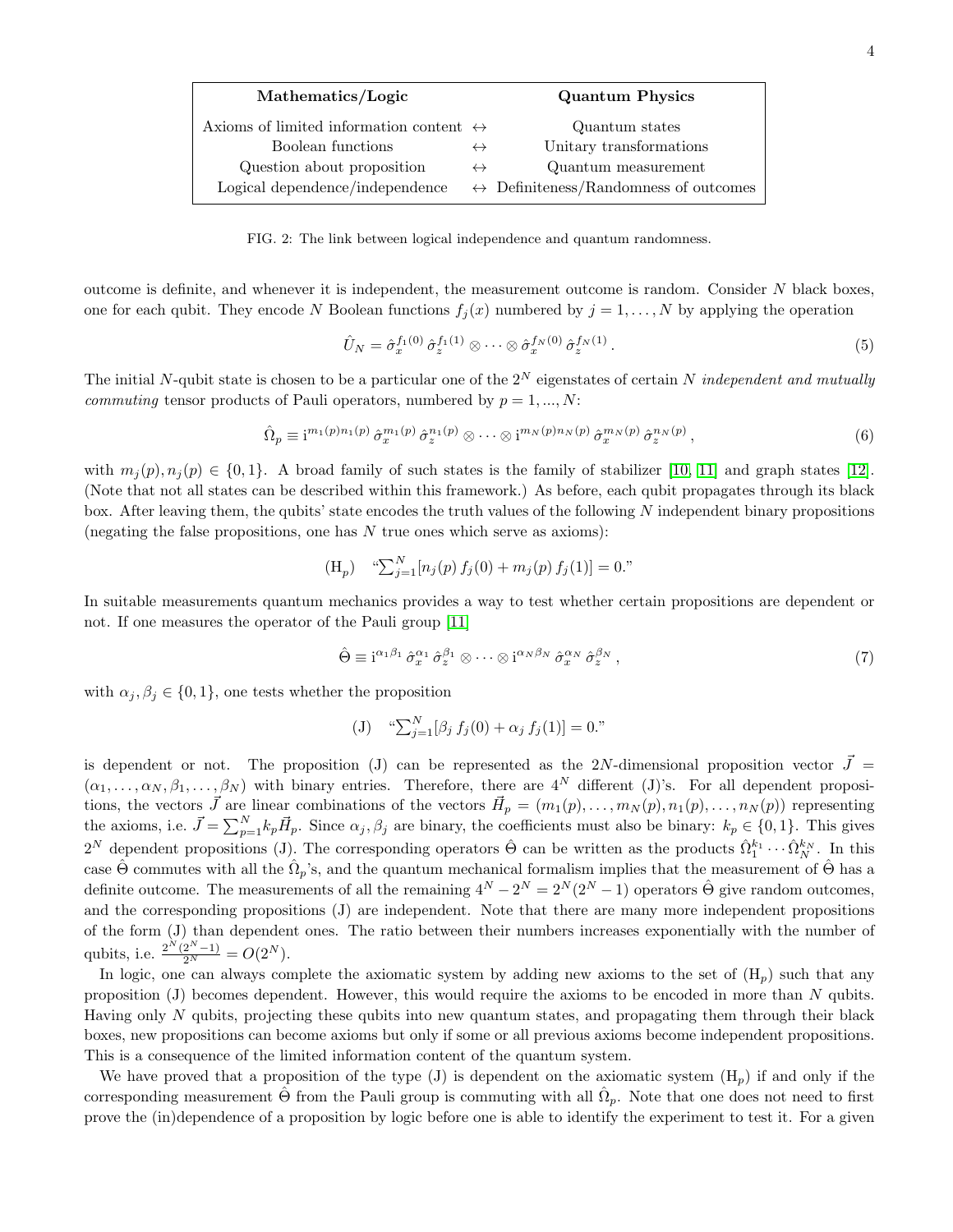| Mathematics/Logic | | Quantum Physics |
|---|---|---|
| Axioms of limited information content | $\leftrightarrow$ | Quantum states |
| Boolean functions | $\leftrightarrow$ | Unitary transformations |
| Question about proposition | $\leftrightarrow$ | Quantum measurement |
| Logical dependence/independence | $\leftrightarrow$ | Definiteness/Randomness of outcomes |

FIG. 2: The link between logical independence and quantum randomness.

outcome is definite, and whenever it is independent, the measurement outcome is random. Consider $N$ black boxes, one for each qubit. They encode $N$ Boolean functions $f_j(x)$ numbered by $j = 1, \ldots, N$ by applying the operation

$$\hat{U}_N = \hat{\sigma}_x^{f_1(0)}\, \hat{\sigma}_z^{f_1(1)} \otimes \cdots \otimes \hat{\sigma}_x^{f_N(0)}\, \hat{\sigma}_z^{f_N(1)}. \tag{5}$$

The initial $N$-qubit state is chosen to be a particular one of the $2^N$ eigenstates of certain $N$ *independent and mutually commuting* tensor products of Pauli operators, numbered by $p = 1, ..., N$:

$$\hat{\Omega}_p \equiv \mathrm{i}^{m_1(p) n_1(p)}\, \hat{\sigma}_x^{m_1(p)}\, \hat{\sigma}_z^{n_1(p)} \otimes \cdots \otimes \mathrm{i}^{m_N(p) n_N(p)}\, \hat{\sigma}_x^{m_N(p)}\, \hat{\sigma}_z^{n_N(p)}, \tag{6}$$

with $m_j(p), n_j(p) \in \{0, 1\}$. A broad family of such states is the family of stabilizer [10, 11] and graph states [12]. (Note that not all states can be described within this framework.) As before, each qubit propagates through its black box. After leaving them, the qubits' state encodes the truth values of the following $N$ independent binary propositions (negating the false propositions, one has $N$ true ones which serve as axioms):

$$(\mathrm{H}_p) \quad \text{“}\textstyle\sum_{j=1}^{N} [n_j(p)\, f_j(0) + m_j(p)\, f_j(1)] = 0.\text{”}$$

In suitable measurements quantum mechanics provides a way to test whether certain propositions are dependent or not. If one measures the operator of the Pauli group [11]

$$\hat{\Theta} \equiv \mathrm{i}^{\alpha_1 \beta_1}\, \hat{\sigma}_x^{\alpha_1}\, \hat{\sigma}_z^{\beta_1} \otimes \cdots \otimes \mathrm{i}^{\alpha_N \beta_N}\, \hat{\sigma}_x^{\alpha_N}\, \hat{\sigma}_z^{\beta_N}, \tag{7}$$

with $\alpha_j, \beta_j \in \{0, 1\}$, one tests whether the proposition

$$(\mathrm{J}) \quad \text{“}\textstyle\sum_{j=1}^{N} [\beta_j\, f_j(0) + \alpha_j\, f_j(1)] = 0.\text{”}$$

is dependent or not. The proposition (J) can be represented as the $2N$-dimensional proposition vector $\vec{J} = (\alpha_1, \ldots, \alpha_N, \beta_1, \ldots, \beta_N)$ with binary entries. Therefore, there are $4^N$ different (J)'s. For all dependent propositions, the vectors $\vec{J}$ are linear combinations of the vectors $\vec{H}_p = (m_1(p), \ldots, m_N(p), n_1(p), \ldots, n_N(p))$ representing the axioms, i.e. $\vec{J} = \sum_{p=1}^{N} k_p \vec{H}_p$. Since $\alpha_j, \beta_j$ are binary, the coefficients must also be binary: $k_p \in \{0, 1\}$. This gives $2^N$ dependent propositions (J). The corresponding operators $\hat{\Theta}$ can be written as the products $\hat{\Omega}_1^{k_1} \cdots \hat{\Omega}_N^{k_N}$. In this case $\hat{\Theta}$ commutes with all the $\hat{\Omega}_p$'s, and the quantum mechanical formalism implies that the measurement of $\hat{\Theta}$ has a definite outcome. The measurements of all the remaining $4^N - 2^N = 2^N(2^N - 1)$ operators $\hat{\Theta}$ give random outcomes, and the corresponding propositions (J) are independent. Note that there are many more independent propositions of the form (J) than dependent ones. The ratio between their numbers increases exponentially with the number of qubits, i.e. $\frac{2^N(2^N-1)}{2^N} = O(2^N)$.

In logic, one can always complete the axiomatic system by adding new axioms to the set of ($\mathrm{H}_p$) such that any proposition (J) becomes dependent. However, this would require the axioms to be encoded in more than $N$ qubits. Having only $N$ qubits, projecting these qubits into new quantum states, and propagating them through their black boxes, new propositions can become axioms but only if some or all previous axioms become independent propositions. This is a consequence of the limited information content of the quantum system.

We have proved that a proposition of the type (J) is dependent on the axiomatic system ($\mathrm{H}_p$) if and only if the corresponding measurement $\hat{\Theta}$ from the Pauli group is commuting with all $\hat{\Omega}_p$. Note that one does not need to first prove the (in)dependence of a proposition by logic before one is able to identify the experiment to test it. For a given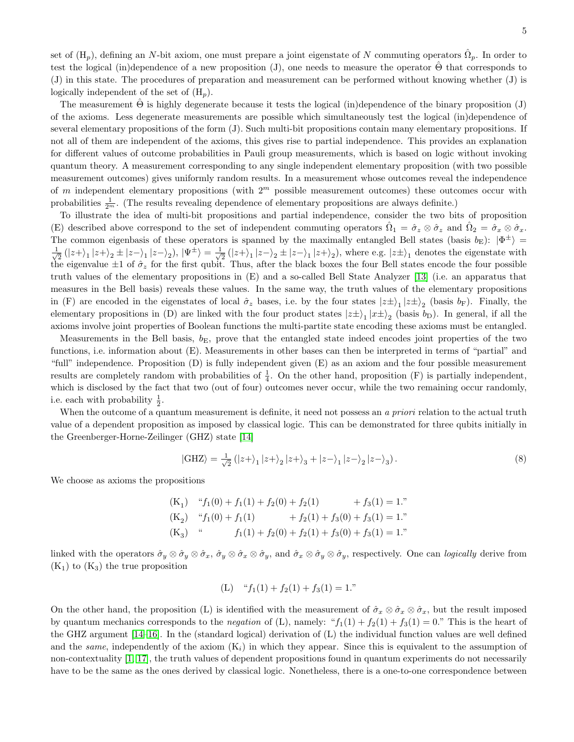set of ($\mathrm{H}_p$), defining an $N$-bit axiom, one must prepare a joint eigenstate of $N$ commuting operators $\hat{\Omega}_p$. In order to test the logical (in)dependence of a new proposition (J), one needs to measure the operator $\hat{\Theta}$ that corresponds to (J) in this state. The procedures of preparation and measurement can be performed without knowing whether (J) is logically independent of the set of ($\mathrm{H}_p$).

The measurement $\hat{\Theta}$ is highly degenerate because it tests the logical (in)dependence of the binary proposition (J) of the axioms. Less degenerate measurements are possible which simultaneously test the logical (in)dependence of several elementary propositions of the form (J). Such multi-bit propositions contain many elementary propositions. If not all of them are independent of the axioms, this gives rise to partial independence. This provides an explanation for different values of outcome probabilities in Pauli group measurements, which is based on logic without invoking quantum theory. A measurement corresponding to any single independent elementary proposition (with two possible measurement outcomes) gives uniformly random results. In a measurement whose outcomes reveal the independence of $m$ independent elementary propositions (with $2^m$ possible measurement outcomes) these outcomes occur with probabilities $\frac{1}{2^m}$. (The results revealing dependence of elementary propositions are always definite.)

To illustrate the idea of multi-bit propositions and partial independence, consider the two bits of proposition (E) described above correspond to the set of independent commuting operators $\hat{\Omega}_1 = \hat{\sigma}_z \otimes \hat{\sigma}_z$ and $\hat{\Omega}_2 = \hat{\sigma}_x \otimes \hat{\sigma}_x$. The common eigenbasis of these operators is spanned by the maximally entangled Bell states (basis $b_\mathrm{E}$): $|\Phi^\pm\rangle = \frac{1}{\sqrt{2}}\left(|z+\rangle_1 |z+\rangle_2 \pm |z-\rangle_1 |z-\rangle_2\right)$, $|\Psi^\pm\rangle = \frac{1}{\sqrt{2}}\left(|z+\rangle_1 |z-\rangle_2 \pm |z-\rangle_1 |z+\rangle_2\right)$, where e.g. $|z\pm\rangle_1$ denotes the eigenstate with the eigenvalue $\pm 1$ of $\hat{\sigma}_z$ for the first qubit. Thus, after the black boxes the four Bell states encode the four possible truth values of the elementary propositions in (E) and a so-called Bell State Analyzer [13] (i.e. an apparatus that measures in the Bell basis) reveals these values. In the same way, the truth values of the elementary propositions in (F) are encoded in the eigenstates of local $\hat{\sigma}_z$ bases, i.e. by the four states $|z\pm\rangle_1 |z\pm\rangle_2$ (basis $b_\mathrm{F}$). Finally, the elementary propositions in (D) are linked with the four product states $|z\pm\rangle_1 |x\pm\rangle_2$ (basis $b_\mathrm{D}$). In general, if all the axioms involve joint properties of Boolean functions the multi-partite state encoding these axioms must be entangled.

Measurements in the Bell basis, $b_\mathrm{E}$, prove that the entangled state indeed encodes joint properties of the two functions, i.e. information about (E). Measurements in other bases can then be interpreted in terms of "partial" and "full" independence. Proposition (D) is fully independent given (E) as an axiom and the four possible measurement results are completely random with probabilities of $\frac{1}{4}$. On the other hand, proposition (F) is partially independent, which is disclosed by the fact that two (out of four) outcomes never occur, while the two remaining occur randomly, i.e. each with probability $\frac{1}{2}$.

When the outcome of a quantum measurement is definite, it need not possess an *a priori* relation to the actual truth value of a dependent proposition as imposed by classical logic. This can be demonstrated for three qubits initially in the Greenberger-Horne-Zeilinger (GHZ) state [14]

$$|\mathrm{GHZ}\rangle = \tfrac{1}{\sqrt{2}}\left(|z+\rangle_1 |z+\rangle_2 |z+\rangle_3 + |z-\rangle_1 |z-\rangle_2 |z-\rangle_3\right). \tag{8}$$

We choose as axioms the propositions

$$
\begin{aligned}
&(\mathrm{K}_1) \quad \text{"}f_1(0) + f_1(1) + f_2(0) + f_2(1) \qquad\qquad + f_3(1) = 1.\text{"}\\
&(\mathrm{K}_2) \quad \text{"}f_1(0) + f_1(1) \qquad\qquad + f_2(1) + f_3(0) + f_3(1) = 1.\text{"}\\
&(\mathrm{K}_3) \quad \text{"} \qquad\qquad f_1(1) + f_2(0) + f_2(1) + f_3(0) + f_3(1) = 1.\text{"}
\end{aligned}
$$

linked with the operators $\hat{\sigma}_y \otimes \hat{\sigma}_y \otimes \hat{\sigma}_x$, $\hat{\sigma}_y \otimes \hat{\sigma}_x \otimes \hat{\sigma}_y$, and $\hat{\sigma}_x \otimes \hat{\sigma}_y \otimes \hat{\sigma}_y$, respectively. One can *logically* derive from ($\mathrm{K}_1$) to ($\mathrm{K}_3$) the true proposition

$$(\mathrm{L}) \quad \text{"}f_1(1) + f_2(1) + f_3(1) = 1.\text{"}$$

On the other hand, the proposition (L) is identified with the measurement of $\hat{\sigma}_x \otimes \hat{\sigma}_x \otimes \hat{\sigma}_x$, but the result imposed by quantum mechanics corresponds to the *negation* of (L), namely: "$f_1(1) + f_2(1) + f_3(1) = 0$." This is the heart of the GHZ argument [14–16]. In the (standard logical) derivation of (L) the individual function values are well defined and the *same*, independently of the axiom ($\mathrm{K}_i$) in which they appear. Since this is equivalent to the assumption of non-contextuality [1, 17], the truth values of dependent propositions found in quantum experiments do not necessarily have to be the same as the ones derived by classical logic. Nonetheless, there is a one-to-one correspondence between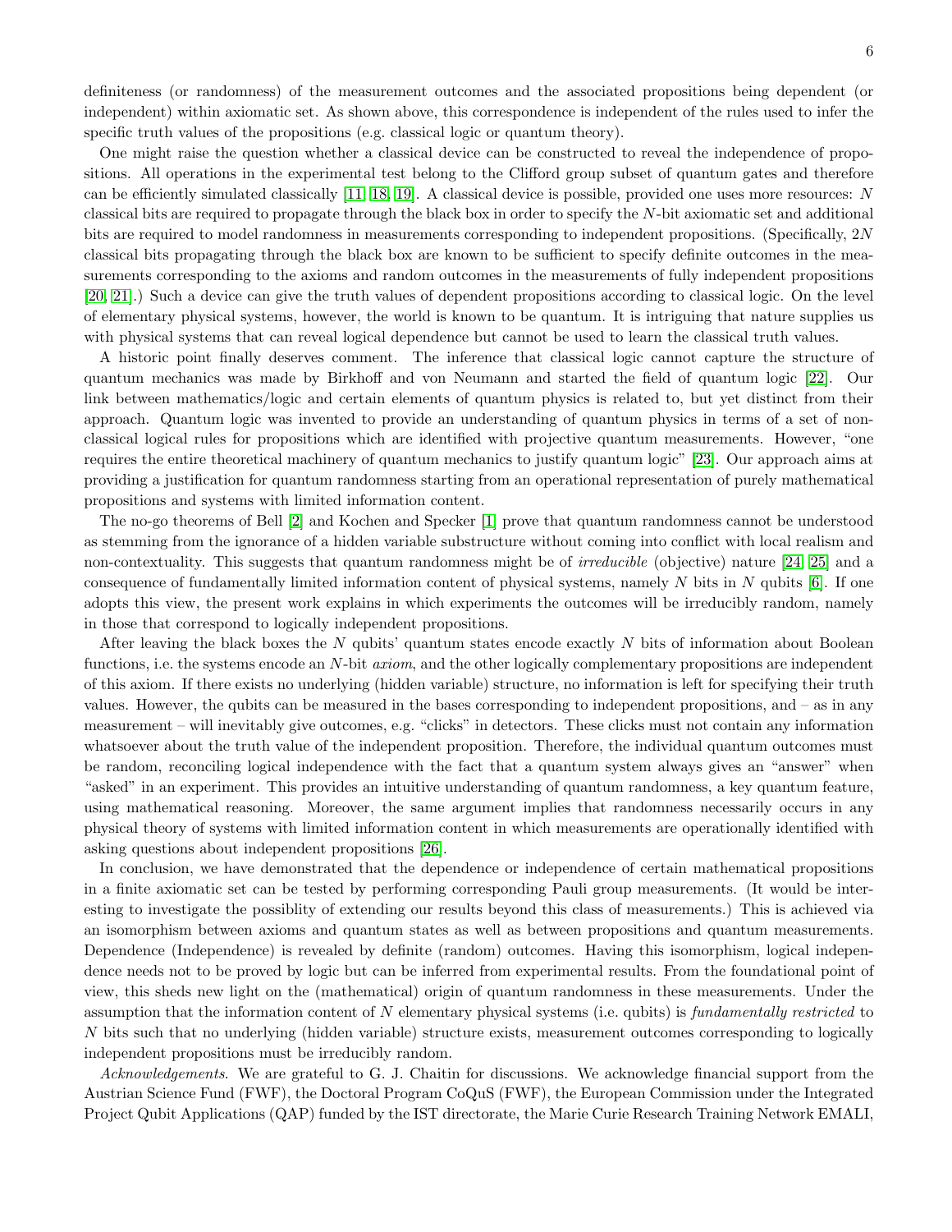definiteness (or randomness) of the measurement outcomes and the associated propositions being dependent (or independent) within axiomatic set. As shown above, this correspondence is independent of the rules used to infer the specific truth values of the propositions (e.g. classical logic or quantum theory).

One might raise the question whether a classical device can be constructed to reveal the independence of propositions. All operations in the experimental test belong to the Clifford group subset of quantum gates and therefore can be efficiently simulated classically [11, 18, 19]. A classical device is possible, provided one uses more resources: $N$ classical bits are required to propagate through the black box in order to specify the $N$-bit axiomatic set and additional bits are required to model randomness in measurements corresponding to independent propositions. (Specifically, $2N$ classical bits propagating through the black box are known to be sufficient to specify definite outcomes in the measurements corresponding to the axioms and random outcomes in the measurements of fully independent propositions [20, 21].) Such a device can give the truth values of dependent propositions according to classical logic. On the level of elementary physical systems, however, the world is known to be quantum. It is intriguing that nature supplies us with physical systems that can reveal logical dependence but cannot be used to learn the classical truth values.

A historic point finally deserves comment. The inference that classical logic cannot capture the structure of quantum mechanics was made by Birkhoff and von Neumann and started the field of quantum logic [22]. Our link between mathematics/logic and certain elements of quantum physics is related to, but yet distinct from their approach. Quantum logic was invented to provide an understanding of quantum physics in terms of a set of non-classical logical rules for propositions which are identified with projective quantum measurements. However, "one requires the entire theoretical machinery of quantum mechanics to justify quantum logic" [23]. Our approach aims at providing a justification for quantum randomness starting from an operational representation of purely mathematical propositions and systems with limited information content.

The no-go theorems of Bell [2] and Kochen and Specker [1] prove that quantum randomness cannot be understood as stemming from the ignorance of a hidden variable substructure without coming into conflict with local realism and non-contextuality. This suggests that quantum randomness might be of *irreducible* (objective) nature [24, 25] and a consequence of fundamentally limited information content of physical systems, namely $N$ bits in $N$ qubits [6]. If one adopts this view, the present work explains in which experiments the outcomes will be irreducibly random, namely in those that correspond to logically independent propositions.

After leaving the black boxes the $N$ qubits' quantum states encode exactly $N$ bits of information about Boolean functions, i.e. the systems encode an $N$-bit *axiom*, and the other logically complementary propositions are independent of this axiom. If there exists no underlying (hidden variable) structure, no information is left for specifying their truth values. However, the qubits can be measured in the bases corresponding to independent propositions, and – as in any measurement – will inevitably give outcomes, e.g. "clicks" in detectors. These clicks must not contain any information whatsoever about the truth value of the independent proposition. Therefore, the individual quantum outcomes must be random, reconciling logical independence with the fact that a quantum system always gives an "answer" when "asked" in an experiment. This provides an intuitive understanding of quantum randomness, a key quantum feature, using mathematical reasoning. Moreover, the same argument implies that randomness necessarily occurs in any physical theory of systems with limited information content in which measurements are operationally identified with asking questions about independent propositions [26].

In conclusion, we have demonstrated that the dependence or independence of certain mathematical propositions in a finite axiomatic set can be tested by performing corresponding Pauli group measurements. (It would be interesting to investigate the possiblity of extending our results beyond this class of measurements.) This is achieved via an isomorphism between axioms and quantum states as well as between propositions and quantum measurements. Dependence (Independence) is revealed by definite (random) outcomes. Having this isomorphism, logical independence needs not to be proved by logic but can be inferred from experimental results. From the foundational point of view, this sheds new light on the (mathematical) origin of quantum randomness in these measurements. Under the assumption that the information content of $N$ elementary physical systems (i.e. qubits) is *fundamentally restricted* to $N$ bits such that no underlying (hidden variable) structure exists, measurement outcomes corresponding to logically independent propositions must be irreducibly random.

*Acknowledgements.* We are grateful to G. J. Chaitin for discussions. We acknowledge financial support from the Austrian Science Fund (FWF), the Doctoral Program CoQuS (FWF), the European Commission under the Integrated Project Qubit Applications (QAP) funded by the IST directorate, the Marie Curie Research Training Network EMALI,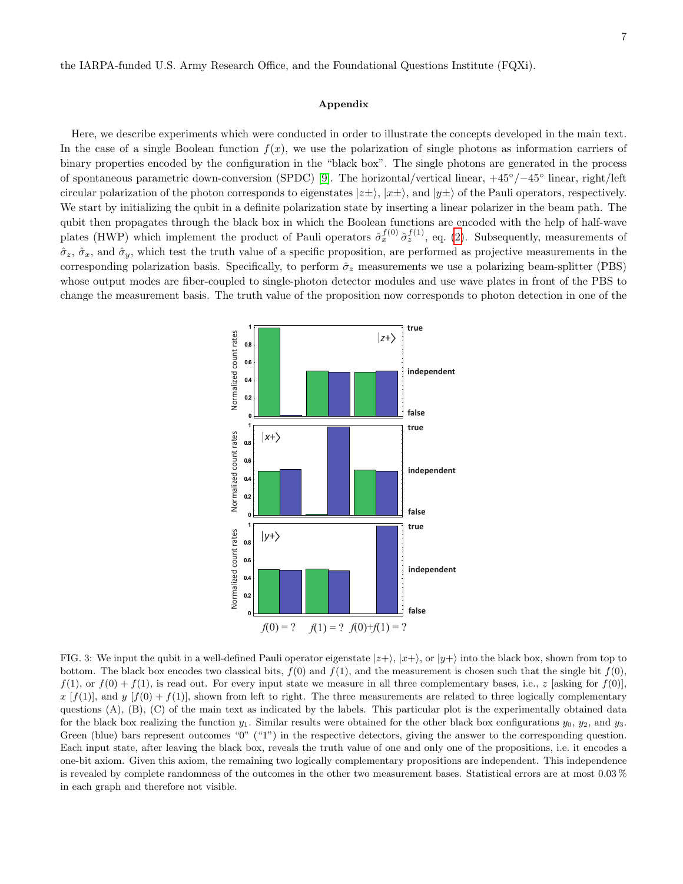the IARPA-funded U.S. Army Research Office, and the Foundational Questions Institute (FQXi).

### Appendix

Here, we describe experiments which were conducted in order to illustrate the concepts developed in the main text. In the case of a single Boolean function $f(x)$, we use the polarization of single photons as information carriers of binary properties encoded by the configuration in the "black box". The single photons are generated in the process of spontaneous parametric down-conversion (SPDC) [9]. The horizontal/vertical linear, $+45°/-45°$ linear, right/left circular polarization of the photon corresponds to eigenstates $|z\pm\rangle$, $|x\pm\rangle$, and $|y\pm\rangle$ of the Pauli operators, respectively. We start by initializing the qubit in a definite polarization state by inserting a linear polarizer in the beam path. The qubit then propagates through the black box in which the Boolean functions are encoded with the help of half-wave plates (HWP) which implement the product of Pauli operators $\hat{\sigma}_x^{f(0)}\,\hat{\sigma}_z^{f(1)}$, eq. (2). Subsequently, measurements of $\hat{\sigma}_z$, $\hat{\sigma}_x$, and $\hat{\sigma}_y$, which test the truth value of a specific proposition, are performed as projective measurements in the corresponding polarization basis. Specifically, to perform $\hat{\sigma}_z$ measurements we use a polarizing beam-splitter (PBS) whose output modes are fiber-coupled to single-photon detector modules and use wave plates in front of the PBS to change the measurement basis. The truth value of the proposition now corresponds to photon detection in one of the

FIG. 3: We input the qubit in a well-defined Pauli operator eigenstate $|z+\rangle$, $|x+\rangle$, or $|y+\rangle$ into the black box, shown from top to bottom. The black box encodes two classical bits, $f(0)$ and $f(1)$, and the measurement is chosen such that the single bit $f(0)$, $f(1)$, or $f(0)+f(1)$, is read out. For every input state we measure in all three complementary bases, i.e., $z$ [asking for $f(0)$], $x$ [$f(1)$], and $y$ [$f(0)+f(1)$], shown from left to right. The three measurements are related to three logically complementary questions (A), (B), (C) of the main text as indicated by the labels. This particular plot is the experimentally obtained data for the black box realizing the function $y_1$. Similar results were obtained for the other black box configurations $y_0$, $y_2$, and $y_3$. Green (blue) bars represent outcomes "0" ("1") in the respective detectors, giving the answer to the corresponding question. Each input state, after leaving the black box, reveals the truth value of one and only one of the propositions, i.e. it encodes a one-bit axiom. Given this axiom, the remaining two logically complementary propositions are independent. This independence is revealed by complete randomness of the outcomes in the other two measurement bases. Statistical errors are at most 0.03 % in each graph and therefore not visible.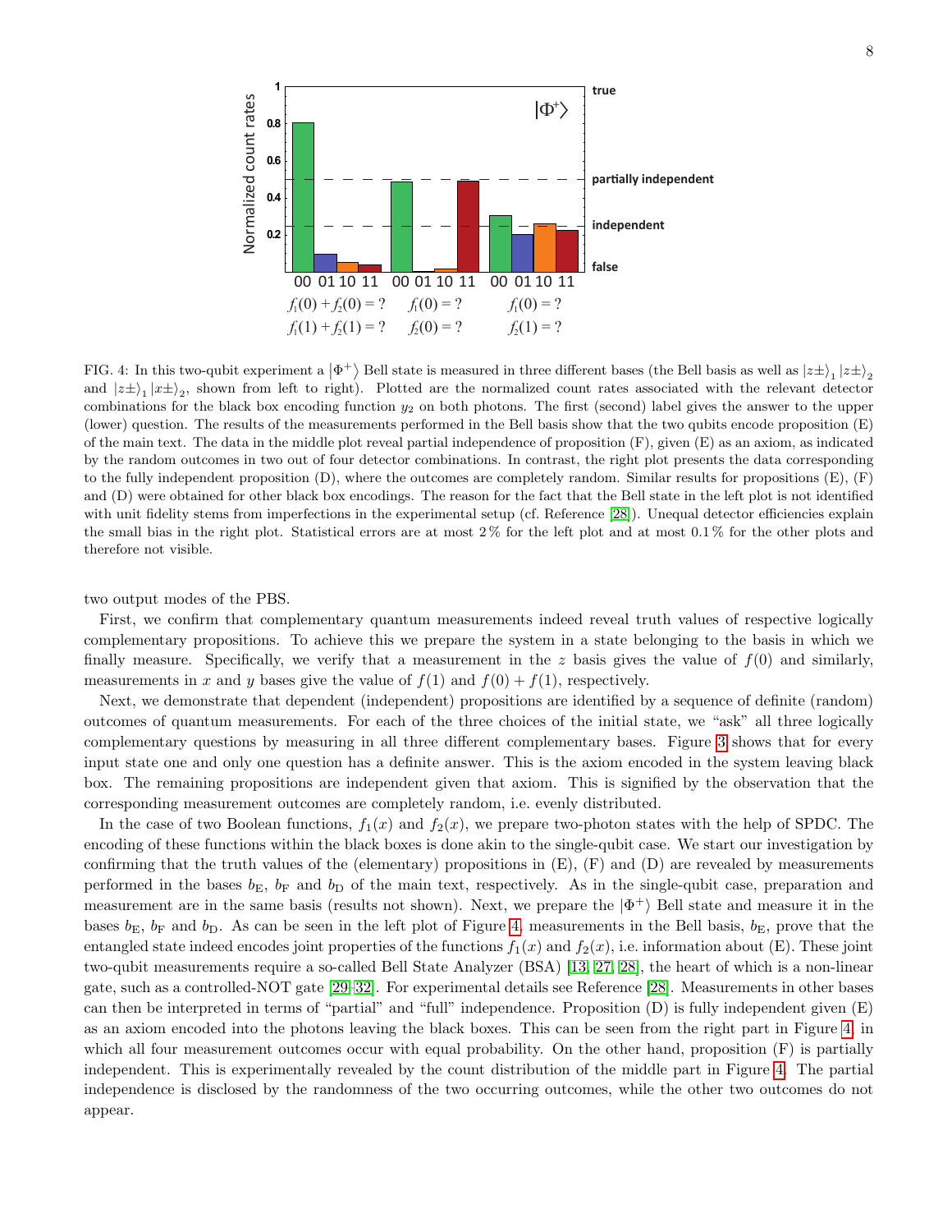FIG. 4: In this two-qubit experiment a $|\Phi^+\rangle$ Bell state is measured in three different bases (the Bell basis as well as $|z\pm\rangle_1 |z\pm\rangle_2$ and $|z\pm\rangle_1 |x\pm\rangle_2$, shown from left to right). Plotted are the normalized count rates associated with the relevant detector combinations for the black box encoding function $y_2$ on both photons. The first (second) label gives the answer to the upper (lower) question. The results of the measurements performed in the Bell basis show that the two qubits encode proposition (E) of the main text. The data in the middle plot reveal partial independence of proposition (F), given (E) as an axiom, as indicated by the random outcomes in two out of four detector combinations. In contrast, the right plot presents the data corresponding to the fully independent proposition (D), where the outcomes are completely random. Similar results for propositions (E), (F) and (D) were obtained for other black box encodings. The reason for the fact that the Bell state in the left plot is not identified with unit fidelity stems from imperfections in the experimental setup (cf. Reference [28]). Unequal detector efficiencies explain the small bias in the right plot. Statistical errors are at most 2 % for the left plot and at most 0.1 % for the other plots and therefore not visible.

two output modes of the PBS.

First, we confirm that complementary quantum measurements indeed reveal truth values of respective logically complementary propositions. To achieve this we prepare the system in a state belonging to the basis in which we finally measure. Specifically, we verify that a measurement in the $z$ basis gives the value of $f(0)$ and similarly, measurements in $x$ and $y$ bases give the value of $f(1)$ and $f(0) + f(1)$, respectively.

Next, we demonstrate that dependent (independent) propositions are identified by a sequence of definite (random) outcomes of quantum measurements. For each of the three choices of the initial state, we "ask" all three logically complementary questions by measuring in all three different complementary bases. Figure 3 shows that for every input state one and only one question has a definite answer. This is the axiom encoded in the system leaving black box. The remaining propositions are independent given that axiom. This is signified by the observation that the corresponding measurement outcomes are completely random, i.e. evenly distributed.

In the case of two Boolean functions, $f_1(x)$ and $f_2(x)$, we prepare two-photon states with the help of SPDC. The encoding of these functions within the black boxes is done akin to the single-qubit case. We start our investigation by confirming that the truth values of the (elementary) propositions in (E), (F) and (D) are revealed by measurements performed in the bases $b_{\rm E}$, $b_{\rm F}$ and $b_{\rm D}$ of the main text, respectively. As in the single-qubit case, preparation and measurement are in the same basis (results not shown). Next, we prepare the $|\Phi^+\rangle$ Bell state and measure it in the bases $b_{\rm E}$, $b_{\rm F}$ and $b_{\rm D}$. As can be seen in the left plot of Figure 4, measurements in the Bell basis, $b_{\rm E}$, prove that the entangled state indeed encodes joint properties of the functions $f_1(x)$ and $f_2(x)$, i.e. information about (E). These joint two-qubit measurements require a so-called Bell State Analyzer (BSA) [13, 27, 28], the heart of which is a non-linear gate, such as a controlled-NOT gate [29–32]. For experimental details see Reference [28]. Measurements in other bases can then be interpreted in terms of "partial" and "full" independence. Proposition (D) is fully independent given (E) as an axiom encoded into the photons leaving the black boxes. This can be seen from the right part in Figure 4, in which all four measurement outcomes occur with equal probability. On the other hand, proposition (F) is partially independent. This is experimentally revealed by the count distribution of the middle part in Figure 4. The partial independence is disclosed by the randomness of the two occurring outcomes, while the other two outcomes do not appear.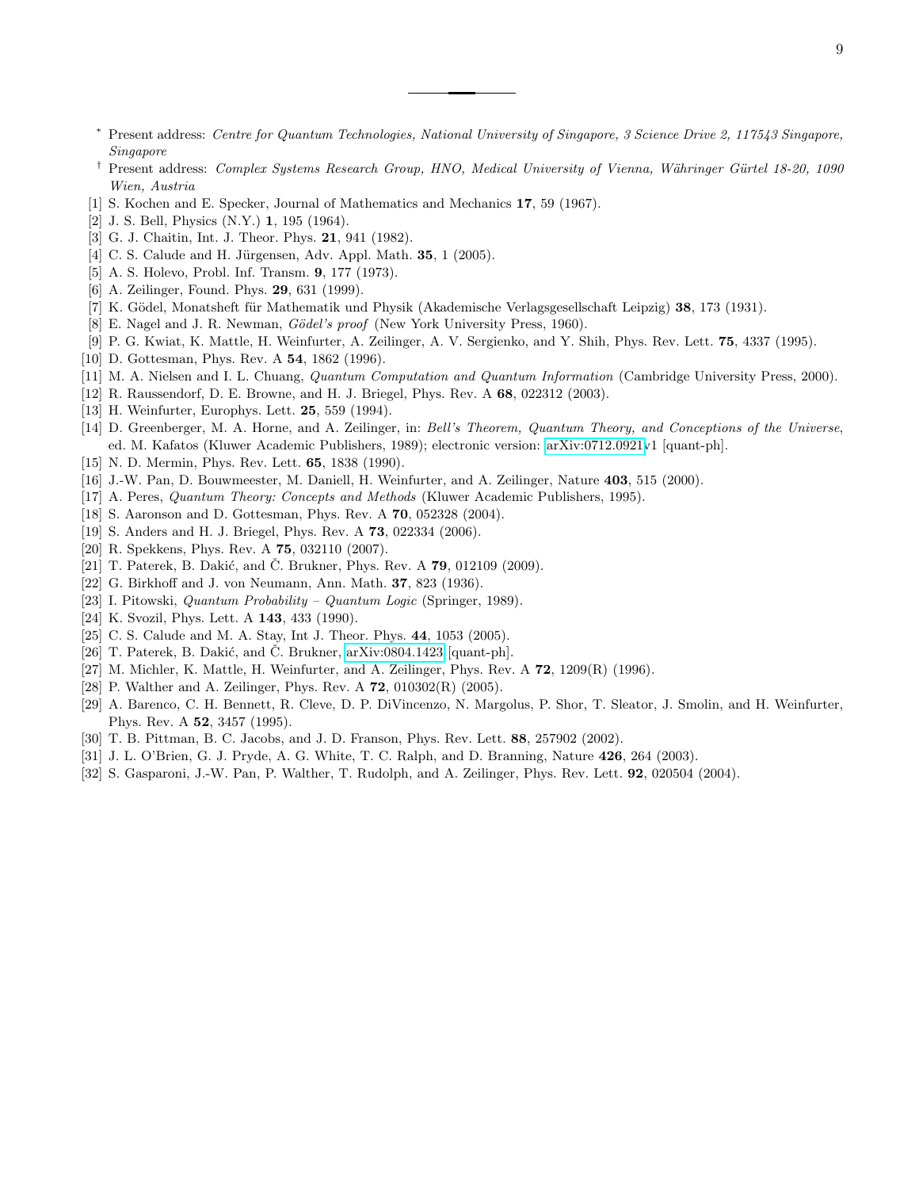\* Present address: *Centre for Quantum Technologies, National University of Singapore, 3 Science Drive 2, 117543 Singapore, Singapore*

† Present address: *Complex Systems Research Group, HNO, Medical University of Vienna, Währinger Gürtel 18-20, 1090 Wien, Austria*

[1] S. Kochen and E. Specker, Journal of Mathematics and Mechanics **17**, 59 (1967).

[2] J. S. Bell, Physics (N.Y.) **1**, 195 (1964).

[3] G. J. Chaitin, Int. J. Theor. Phys. **21**, 941 (1982).

[4] C. S. Calude and H. Jürgensen, Adv. Appl. Math. **35**, 1 (2005).

[5] A. S. Holevo, Probl. Inf. Transm. **9**, 177 (1973).

[6] A. Zeilinger, Found. Phys. **29**, 631 (1999).

[7] K. Gödel, Monatsheft für Mathematik und Physik (Akademische Verlagsgesellschaft Leipzig) **38**, 173 (1931).

[8] E. Nagel and J. R. Newman, *Gödel's proof* (New York University Press, 1960).

[9] P. G. Kwiat, K. Mattle, H. Weinfurter, A. Zeilinger, A. V. Sergienko, and Y. Shih, Phys. Rev. Lett. **75**, 4337 (1995).

[10] D. Gottesman, Phys. Rev. A **54**, 1862 (1996).

[11] M. A. Nielsen and I. L. Chuang, *Quantum Computation and Quantum Information* (Cambridge University Press, 2000).

[12] R. Raussendorf, D. E. Browne, and H. J. Briegel, Phys. Rev. A **68**, 022312 (2003).

[13] H. Weinfurter, Europhys. Lett. **25**, 559 (1994).

[14] D. Greenberger, M. A. Horne, and A. Zeilinger, in: *Bell's Theorem, Quantum Theory, and Conceptions of the Universe*, ed. M. Kafatos (Kluwer Academic Publishers, 1989); electronic version: arXiv:0712.0921v1 [quant-ph].

[15] N. D. Mermin, Phys. Rev. Lett. **65**, 1838 (1990).

[16] J.-W. Pan, D. Bouwmeester, M. Daniell, H. Weinfurter, and A. Zeilinger, Nature **403**, 515 (2000).

[17] A. Peres, *Quantum Theory: Concepts and Methods* (Kluwer Academic Publishers, 1995).

[18] S. Aaronson and D. Gottesman, Phys. Rev. A **70**, 052328 (2004).

[19] S. Anders and H. J. Briegel, Phys. Rev. A **73**, 022334 (2006).

[20] R. Spekkens, Phys. Rev. A **75**, 032110 (2007).

[21] T. Paterek, B. Dakić, and Č. Brukner, Phys. Rev. A **79**, 012109 (2009).

[22] G. Birkhoff and J. von Neumann, Ann. Math. **37**, 823 (1936).

[23] I. Pitowski, *Quantum Probability – Quantum Logic* (Springer, 1989).

[24] K. Svozil, Phys. Lett. A **143**, 433 (1990).

[25] C. S. Calude and M. A. Stay, Int J. Theor. Phys. **44**, 1053 (2005).

[26] T. Paterek, B. Dakić, and Č. Brukner, arXiv:0804.1423 [quant-ph].

[27] M. Michler, K. Mattle, H. Weinfurter, and A. Zeilinger, Phys. Rev. A **72**, 1209(R) (1996).

[28] P. Walther and A. Zeilinger, Phys. Rev. A **72**, 010302(R) (2005).

[29] A. Barenco, C. H. Bennett, R. Cleve, D. P. DiVincenzo, N. Margolus, P. Shor, T. Sleator, J. Smolin, and H. Weinfurter, Phys. Rev. A **52**, 3457 (1995).

[30] T. B. Pittman, B. C. Jacobs, and J. D. Franson, Phys. Rev. Lett. **88**, 257902 (2002).

[31] J. L. O'Brien, G. J. Pryde, A. G. White, T. C. Ralph, and D. Branning, Nature **426**, 264 (2003).

[32] S. Gasparoni, J.-W. Pan, P. Walther, T. Rudolph, and A. Zeilinger, Phys. Rev. Lett. **92**, 020504 (2004).